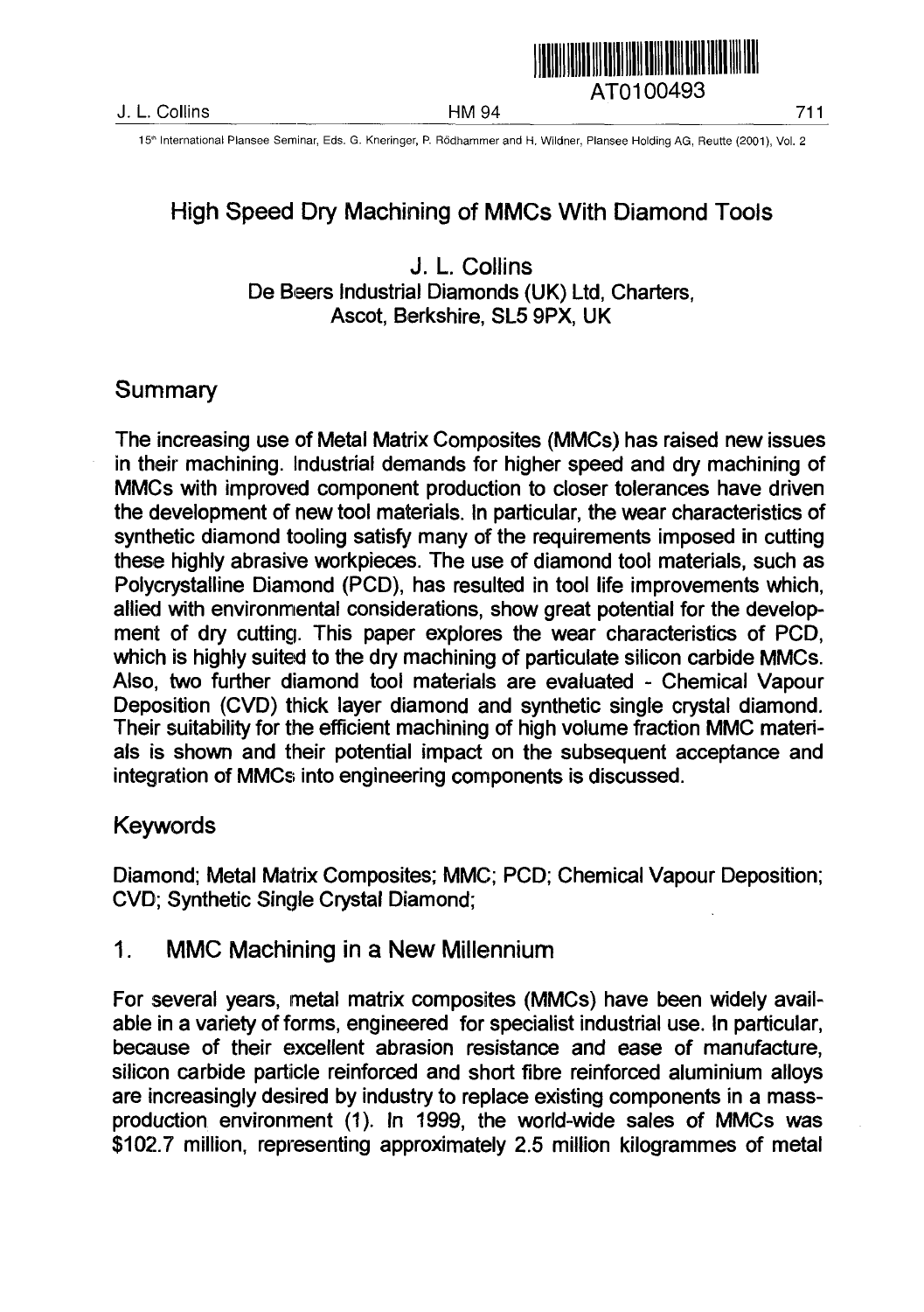# High Speed Dry Machining of MMCs With Diamond Tools

J. L. Collins
De Beers Industrial Diamonds (UK) Ltd, Charters, Ascot, Berkshire, SL5 9PX, UK

## Summary

The increasing use of Metal Matrix Composites (MMCs) has raised new issues in their machining. Industrial demands for higher speed and dry machining of MMCs with improved component production to closer tolerances have driven the development of new tool materials. In particular, the wear characteristics of synthetic diamond tooling satisfy many of the requirements imposed in cutting these highly abrasive workpieces. The use of diamond tool materials, such as Polycrystalline Diamond (PCD), has resulted in tool life improvements which, allied with environmental considerations, show great potential for the development of dry cutting. This paper explores the wear characteristics of PCD, which is highly suited to the dry machining of particulate silicon carbide MMCs. Also, two further diamond tool materials are evaluated - Chemical Vapour Deposition (CVD) thick layer diamond and synthetic single crystal diamond. Their suitability for the efficient machining of high volume fraction MMC materials is shown and their potential impact on the subsequent acceptance and integration of MMCs into engineering components is discussed.

## Keywords

Diamond; Metal Matrix Composites; MMC; PCD; Chemical Vapour Deposition; CVD; Synthetic Single Crystal Diamond;

## 1. MMC Machining in a New Millennium

For several years, metal matrix composites (MMCs) have been widely available in a variety of forms, engineered for specialist industrial use. In particular, because of their excellent abrasion resistance and ease of manufacture, silicon carbide particle reinforced and short fibre reinforced aluminium alloys are increasingly desired by industry to replace existing components in a mass-production environment (1). In 1999, the world-wide sales of MMCs was $102.7 million, representing approximately 2.5 million kilogrammes of metal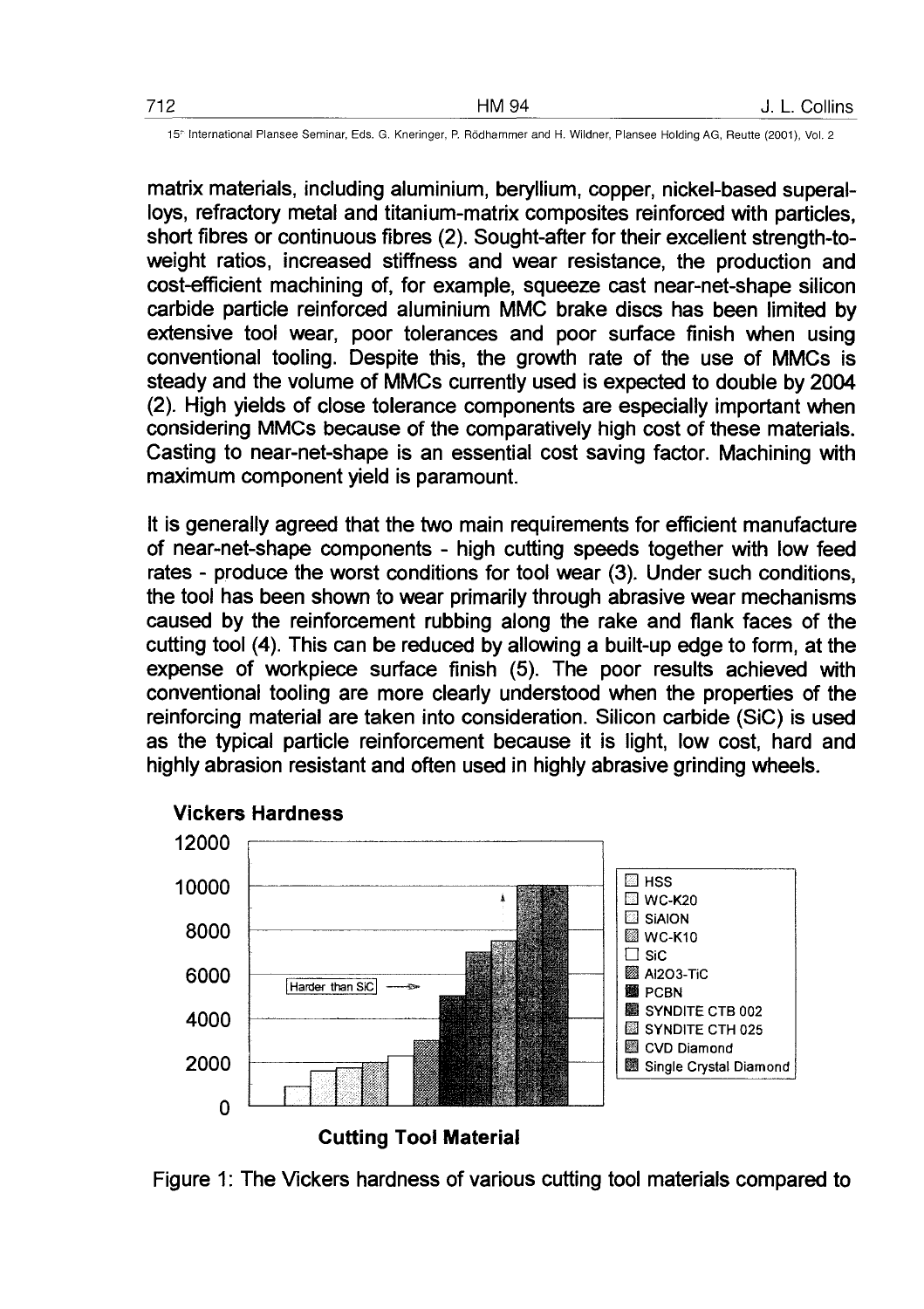matrix materials, including aluminium, beryllium, copper, nickel-based superalloys, refractory metal and titanium-matrix composites reinforced with particles, short fibres or continuous fibres (2). Sought-after for their excellent strength-to-weight ratios, increased stiffness and wear resistance, the production and cost-efficient machining of, for example, squeeze cast near-net-shape silicon carbide particle reinforced aluminium MMC brake discs has been limited by extensive tool wear, poor tolerances and poor surface finish when using conventional tooling. Despite this, the growth rate of the use of MMCs is steady and the volume of MMCs currently used is expected to double by 2004 (2). High yields of close tolerance components are especially important when considering MMCs because of the comparatively high cost of these materials. Casting to near-net-shape is an essential cost saving factor. Machining with maximum component yield is paramount.

It is generally agreed that the two main requirements for efficient manufacture of near-net-shape components - high cutting speeds together with low feed rates - produce the worst conditions for tool wear (3). Under such conditions, the tool has been shown to wear primarily through abrasive wear mechanisms caused by the reinforcement rubbing along the rake and flank faces of the cutting tool (4). This can be reduced by allowing a built-up edge to form, at the expense of workpiece surface finish (5). The poor results achieved with conventional tooling are more clearly understood when the properties of the reinforcing material are taken into consideration. Silicon carbide (SiC) is used as the typical particle reinforcement because it is light, low cost, hard and highly abrasion resistant and often used in highly abrasive grinding wheels.

**Vickers Hardness**

(Bar chart, y-axis 0–12000; legend: HSS, WC-K20, SiAlON, WC-K10, SiC, Al2O3-TiC, PCBN, SYNDITE CTB 002, SYNDITE CTH 025, CVD Diamond, Single Crystal Diamond; annotation: "Harder than SiC")

**Cutting Tool Material**

Figure 1: The Vickers hardness of various cutting tool materials compared to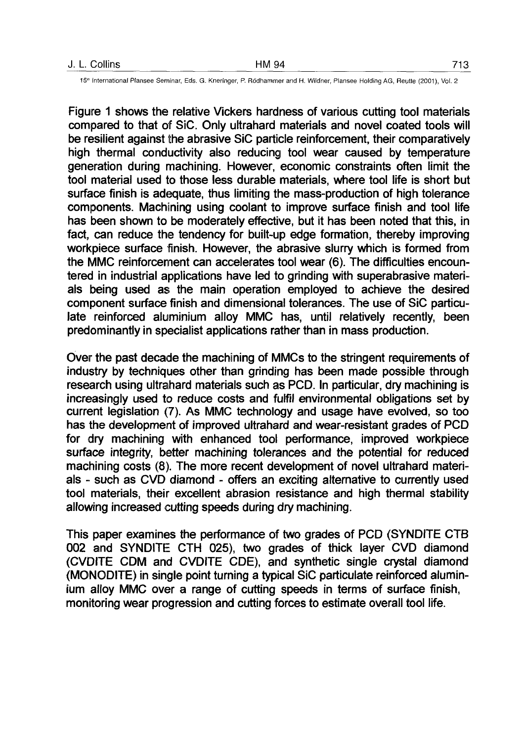Figure 1 shows the relative Vickers hardness of various cutting tool materials compared to that of SiC. Only ultrahard materials and novel coated tools will be resilient against the abrasive SiC particle reinforcement, their comparatively high thermal conductivity also reducing tool wear caused by temperature generation during machining. However, economic constraints often limit the tool material used to those less durable materials, where tool life is short but surface finish is adequate, thus limiting the mass-production of high tolerance components. Machining using coolant to improve surface finish and tool life has been shown to be moderately effective, but it has been noted that this, in fact, can reduce the tendency for built-up edge formation, thereby improving workpiece surface finish. However, the abrasive slurry which is formed from the MMC reinforcement can accelerates tool wear (6). The difficulties encountered in industrial applications have led to grinding with superabrasive materials being used as the main operation employed to achieve the desired component surface finish and dimensional tolerances. The use of SiC particulate reinforced aluminium alloy MMC has, until relatively recently, been predominantly in specialist applications rather than in mass production.

Over the past decade the machining of MMCs to the stringent requirements of industry by techniques other than grinding has been made possible through research using ultrahard materials such as PCD. In particular, dry machining is increasingly used to reduce costs and fulfil environmental obligations set by current legislation (7). As MMC technology and usage have evolved, so too has the development of improved ultrahard and wear-resistant grades of PCD for dry machining with enhanced tool performance, improved workpiece surface integrity, better machining tolerances and the potential for reduced machining costs (8). The more recent development of novel ultrahard materials - such as CVD diamond - offers an exciting alternative to currently used tool materials, their excellent abrasion resistance and high thermal stability allowing increased cutting speeds during dry machining.

This paper examines the performance of two grades of PCD (SYNDITE CTB 002 and SYNDITE CTH 025), two grades of thick layer CVD diamond (CVDITE CDM and CVDITE CDE), and synthetic single crystal diamond (MONODITE) in single point turning a typical SiC particulate reinforced aluminium alloy MMC over a range of cutting speeds in terms of surface finish, monitoring wear progression and cutting forces to estimate overall tool life.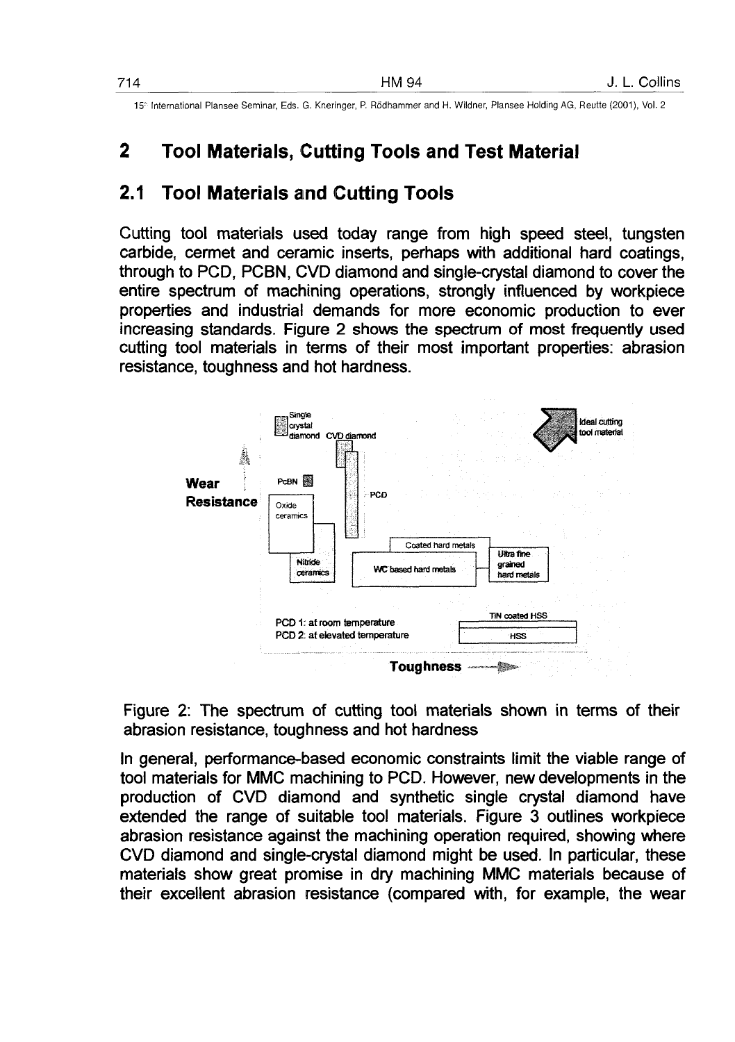## 2 Tool Materials, Cutting Tools and Test Material

### 2.1 Tool Materials and Cutting Tools

Cutting tool materials used today range from high speed steel, tungsten carbide, cermet and ceramic inserts, perhaps with additional hard coatings, through to PCD, PCBN, CVD diamond and single-crystal diamond to cover the entire spectrum of machining operations, strongly influenced by workpiece properties and industrial demands for more economic production to ever increasing standards. Figure 2 shows the spectrum of most frequently used cutting tool materials in terms of their most important properties: abrasion resistance, toughness and hot hardness.

Figure 2: The spectrum of cutting tool materials shown in terms of their abrasion resistance, toughness and hot hardness

In general, performance-based economic constraints limit the viable range of tool materials for MMC machining to PCD. However, new developments in the production of CVD diamond and synthetic single crystal diamond have extended the range of suitable tool materials. Figure 3 outlines workpiece abrasion resistance against the machining operation required, showing where CVD diamond and single-crystal diamond might be used. In particular, these materials show great promise in dry machining MMC materials because of their excellent abrasion resistance (compared with, for example, the wear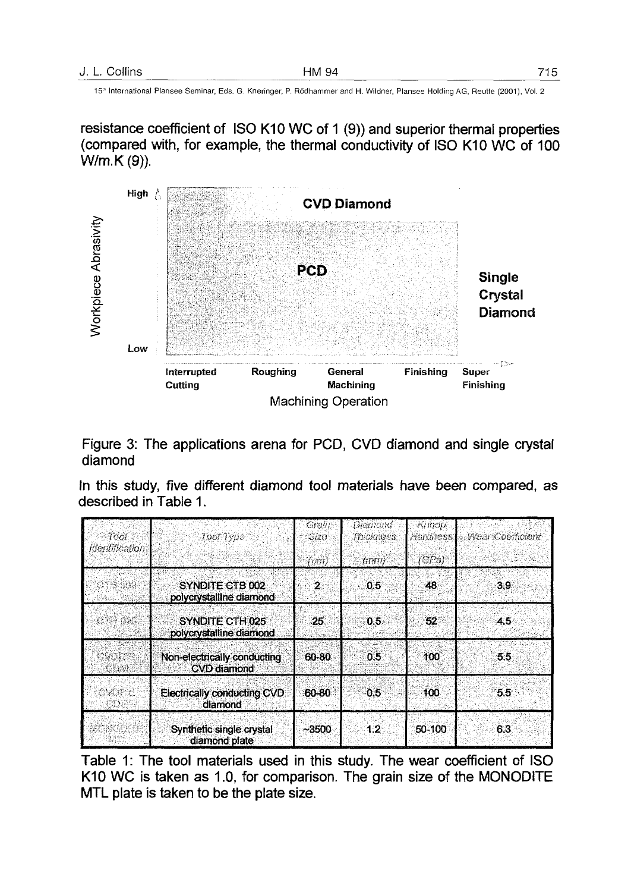resistance coefficient of ISO K10 WC of 1 (9)) and superior thermal properties (compared with, for example, the thermal conductivity of ISO K10 WC of 100 W/m.K (9)).

Figure 3: The applications arena for PCD, CVD diamond and single crystal diamond

In this study, five different diamond tool materials have been compared, as described in Table 1.

| Tool Identification | Tool Type | Grain Size ($\mu m$) | Diamond Thickness (mm) | Knoop Hardness (GPa) | Wear Coefficient |
|---|---|---|---|---|---|
| CTB 002 | SYNDITE CTB 002 polycrystalline diamond | 2 | 0.5 | 48 | 3.9 |
| CTH 025 | SYNDITE CTH 025 polycrystalline diamond | 25 | 0.5 | 52 | 4.5 |
| CVDITE CDM | Non-electrically conducting CVD diamond | 60-80 | 0.5 | 100 | 5.5 |
| CVDITE CDE | Electrically conducting CVD diamond | 60-80 | 0.5 | 100 | 5.5 |
| MONODITE MTL | Synthetic single crystal diamond plate | ~3500 | 1.2 | 50-100 | 6.3 |

Table 1: The tool materials used in this study. The wear coefficient of ISO K10 WC is taken as 1.0, for comparison. The grain size of the MONODITE MTL plate is taken to be the plate size.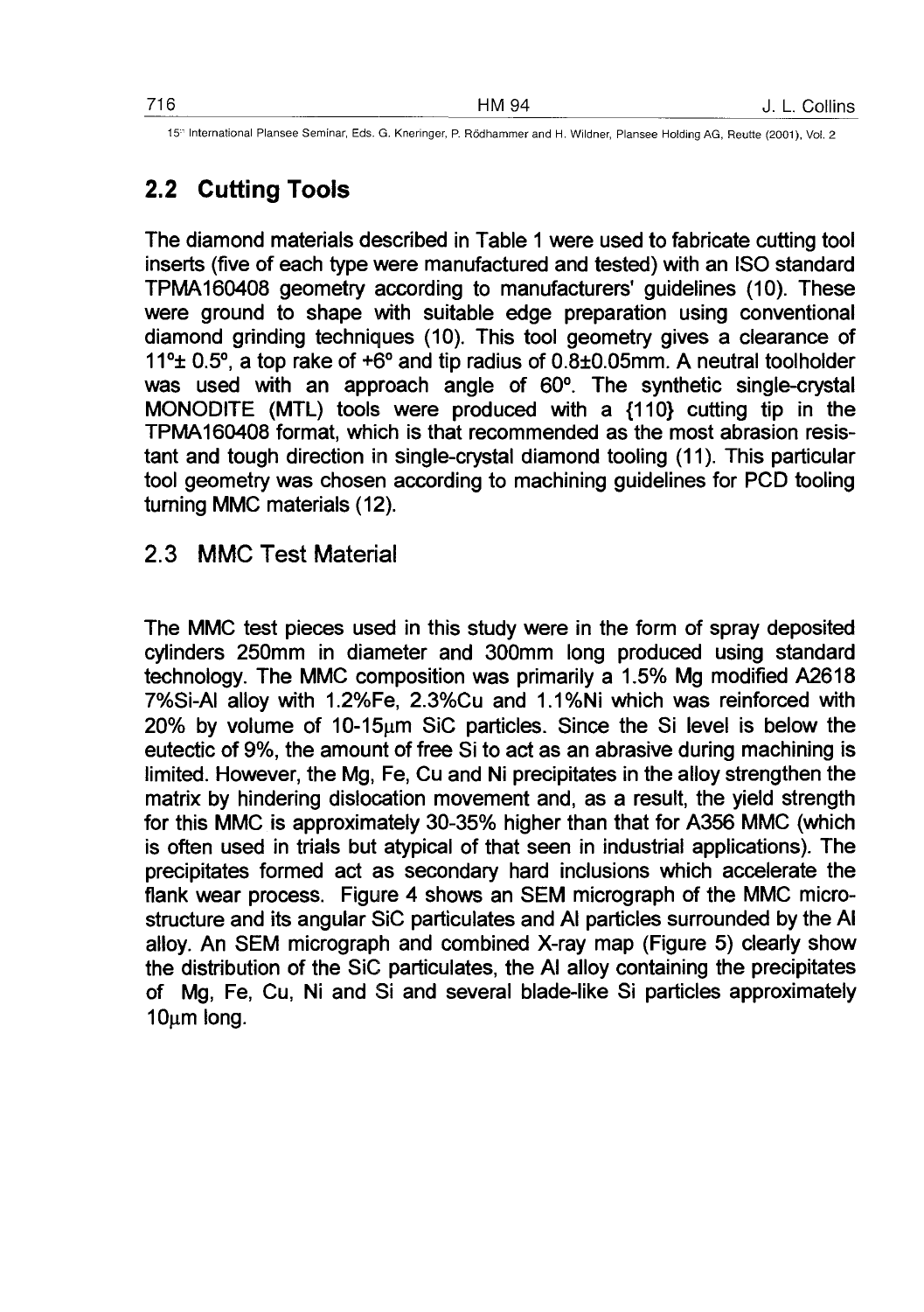## 2.2 Cutting Tools

The diamond materials described in Table 1 were used to fabricate cutting tool inserts (five of each type were manufactured and tested) with an ISO standard TPMA160408 geometry according to manufacturers' guidelines (10). These were ground to shape with suitable edge preparation using conventional diamond grinding techniques (10). This tool geometry gives a clearance of 11°± 0.5°, a top rake of +6° and tip radius of 0.8±0.05mm. A neutral toolholder was used with an approach angle of 60°. The synthetic single-crystal MONODITE (MTL) tools were produced with a {110} cutting tip in the TPMA160408 format, which is that recommended as the most abrasion resistant and tough direction in single-crystal diamond tooling (11). This particular tool geometry was chosen according to machining guidelines for PCD tooling turning MMC materials (12).

## 2.3 MMC Test Material

The MMC test pieces used in this study were in the form of spray deposited cylinders 250mm in diameter and 300mm long produced using standard technology. The MMC composition was primarily a 1.5% Mg modified A2618 7%Si-Al alloy with 1.2%Fe, 2.3%Cu and 1.1%Ni which was reinforced with 20% by volume of 10-15μm SiC particles. Since the Si level is below the eutectic of 9%, the amount of free Si to act as an abrasive during machining is limited. However, the Mg, Fe, Cu and Ni precipitates in the alloy strengthen the matrix by hindering dislocation movement and, as a result, the yield strength for this MMC is approximately 30-35% higher than that for A356 MMC (which is often used in trials but atypical of that seen in industrial applications). The precipitates formed act as secondary hard inclusions which accelerate the flank wear process. Figure 4 shows an SEM micrograph of the MMC microstructure and its angular SiC particulates and Al particles surrounded by the Al alloy. An SEM micrograph and combined X-ray map (Figure 5) clearly show the distribution of the SiC particulates, the Al alloy containing the precipitates of Mg, Fe, Cu, Ni and Si and several blade-like Si particles approximately 10μm long.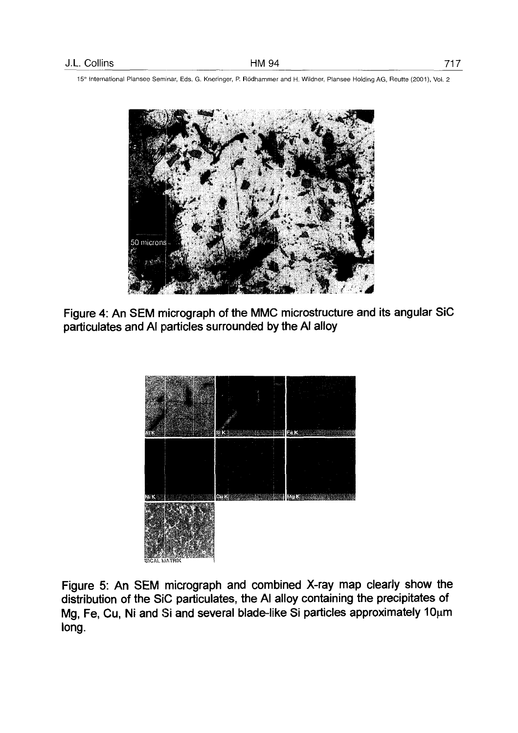Figure 4: An SEM micrograph of the MMC microstructure and its angular SiC particulates and Al particles surrounded by the Al alloy

Figure 5: An SEM micrograph and combined X-ray map clearly show the distribution of the SiC particulates, the Al alloy containing the precipitates of Mg, Fe, Cu, Ni and Si and several blade-like Si particles approximately 10μm long.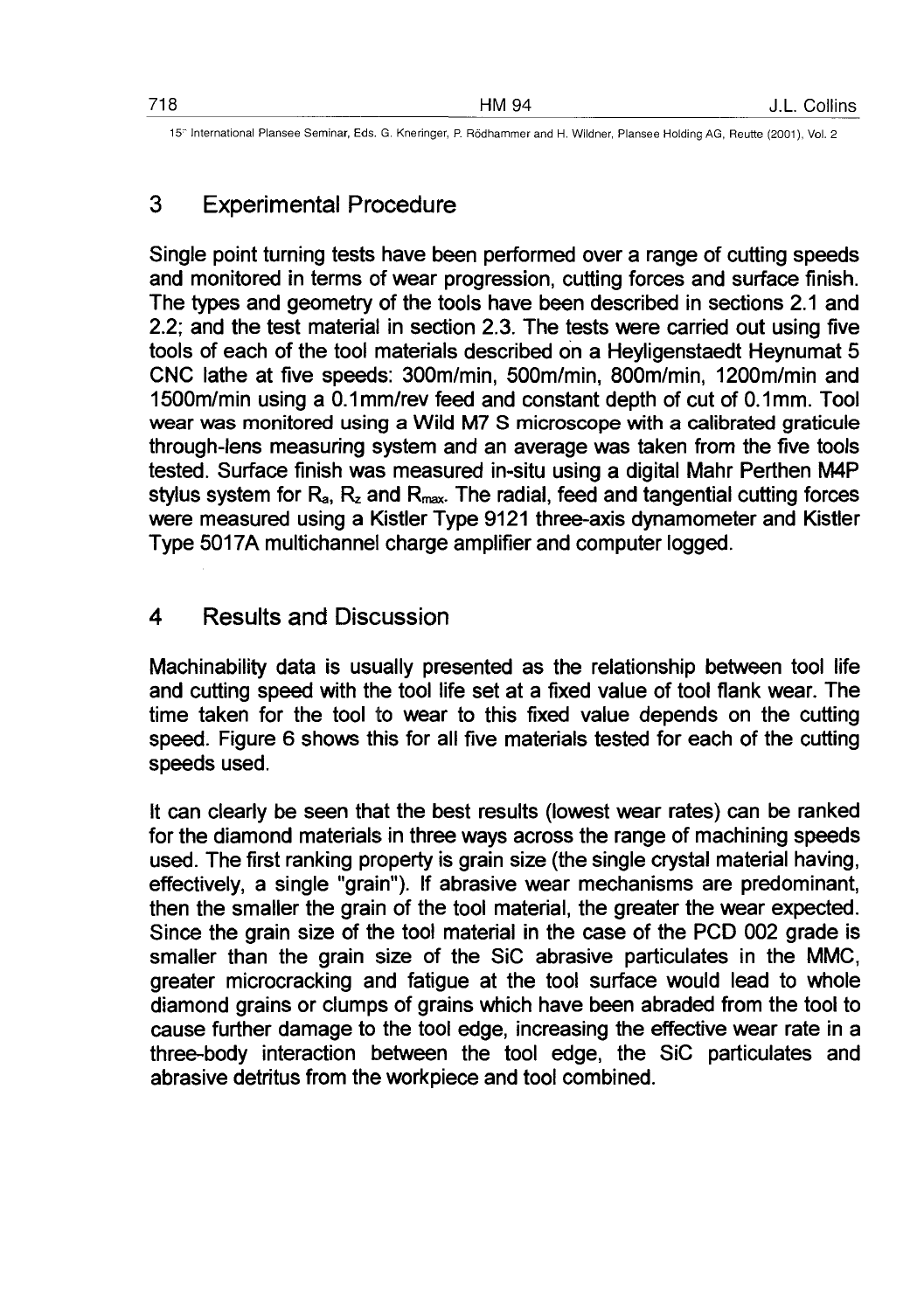## 3 Experimental Procedure

Single point turning tests have been performed over a range of cutting speeds and monitored in terms of wear progression, cutting forces and surface finish. The types and geometry of the tools have been described in sections 2.1 and 2.2; and the test material in section 2.3. The tests were carried out using five tools of each of the tool materials described on a Heyligenstaedt Heynumat 5 CNC lathe at five speeds: 300m/min, 500m/min, 800m/min, 1200m/min and 1500m/min using a 0.1mm/rev feed and constant depth of cut of 0.1mm. Tool wear was monitored using a Wild M7 S microscope with a calibrated graticule through-lens measuring system and an average was taken from the five tools tested. Surface finish was measured in-situ using a digital Mahr Perthen M4P stylus system for $R_a$, $R_z$ and $R_{max}$. The radial, feed and tangential cutting forces were measured using a Kistler Type 9121 three-axis dynamometer and Kistler Type 5017A multichannel charge amplifier and computer logged.

## 4 Results and Discussion

Machinability data is usually presented as the relationship between tool life and cutting speed with the tool life set at a fixed value of tool flank wear. The time taken for the tool to wear to this fixed value depends on the cutting speed. Figure 6 shows this for all five materials tested for each of the cutting speeds used.

It can clearly be seen that the best results (lowest wear rates) can be ranked for the diamond materials in three ways across the range of machining speeds used. The first ranking property is grain size (the single crystal material having, effectively, a single "grain"). If abrasive wear mechanisms are predominant, then the smaller the grain of the tool material, the greater the wear expected. Since the grain size of the tool material in the case of the PCD 002 grade is smaller than the grain size of the SiC abrasive particulates in the MMC, greater microcracking and fatigue at the tool surface would lead to whole diamond grains or clumps of grains which have been abraded from the tool to cause further damage to the tool edge, increasing the effective wear rate in a three-body interaction between the tool edge, the SiC particulates and abrasive detritus from the workpiece and tool combined.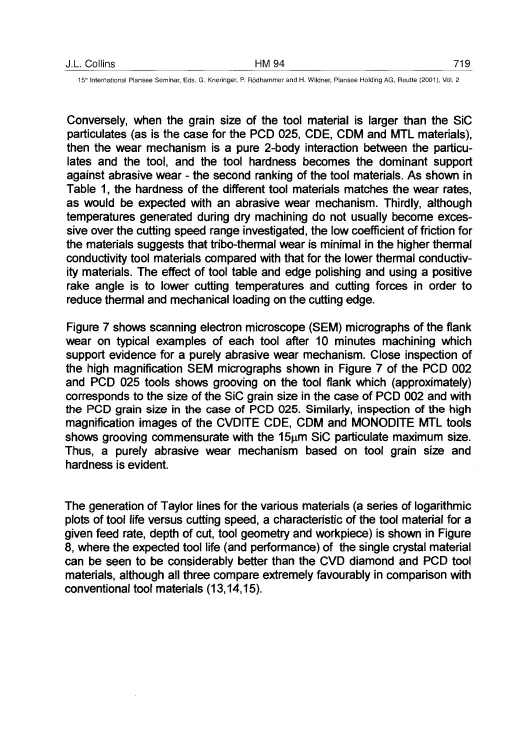Conversely, when the grain size of the tool material is larger than the SiC particulates (as is the case for the PCD 025, CDE, CDM and MTL materials), then the wear mechanism is a pure 2-body interaction between the particulates and the tool, and the tool hardness becomes the dominant support against abrasive wear - the second ranking of the tool materials. As shown in Table 1, the hardness of the different tool materials matches the wear rates, as would be expected with an abrasive wear mechanism. Thirdly, although temperatures generated during dry machining do not usually become excessive over the cutting speed range investigated, the low coefficient of friction for the materials suggests that tribo-thermal wear is minimal in the higher thermal conductivity tool materials compared with that for the lower thermal conductivity materials. The effect of tool table and edge polishing and using a positive rake angle is to lower cutting temperatures and cutting forces in order to reduce thermal and mechanical loading on the cutting edge.

Figure 7 shows scanning electron microscope (SEM) micrographs of the flank wear on typical examples of each tool after 10 minutes machining which support evidence for a purely abrasive wear mechanism. Close inspection of the high magnification SEM micrographs shown in Figure 7 of the PCD 002 and PCD 025 tools shows grooving on the tool flank which (approximately) corresponds to the size of the SiC grain size in the case of PCD 002 and with the PCD grain size in the case of PCD 025. Similarly, inspection of the high magnification images of the CVDITE CDE, CDM and MONODITE MTL tools shows grooving commensurate with the 15µm SiC particulate maximum size. Thus, a purely abrasive wear mechanism based on tool grain size and hardness is evident.

The generation of Taylor lines for the various materials (a series of logarithmic plots of tool life versus cutting speed, a characteristic of the tool material for a given feed rate, depth of cut, tool geometry and workpiece) is shown in Figure 8, where the expected tool life (and performance) of the single crystal material can be seen to be considerably better than the CVD diamond and PCD tool materials, although all three compare extremely favourably in comparison with conventional tool materials (13,14,15).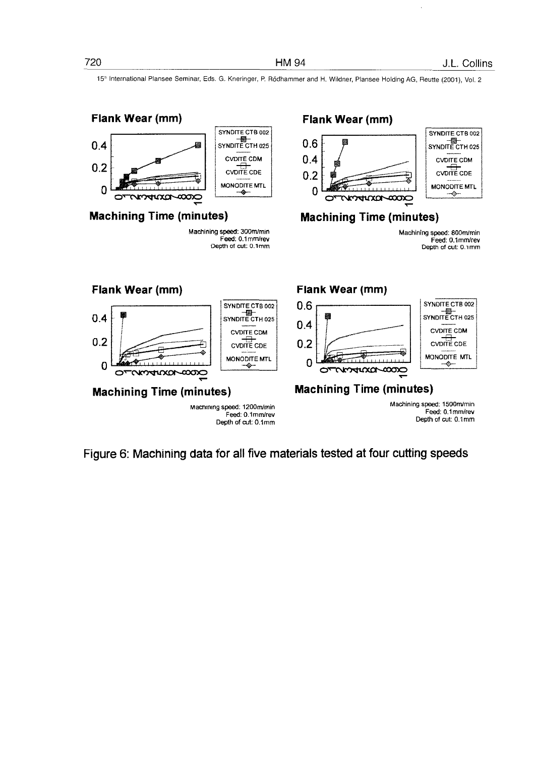**Flank Wear (mm)**

SYNDITE CTB 002
SYNDITE CTH 025
CVDITE CDM
CVDITE CDE
MONODITE MTL

**Machining Time (minutes)**

Machining speed: 300m/min
Feed: 0.1mm/rev
Depth of cut: 0.1mm

**Flank Wear (mm)**

SYNDITE CTB 002
SYNDITE CTH 025
CVDITE CDM
CVDITE CDE
MONODITE MTL

**Machining Time (minutes)**

Machining speed: 800m/min
Feed: 0.1mm/rev
Depth of cut: 0.1mm

**Flank Wear (mm)**

SYNDITE CTB 002
SYNDITE CTH 025
CVDITE CDM
CVDITE CDE
MONODITE MTL

**Machining Time (minutes)**

Machining speed: 1200m/min
Feed: 0.1mm/rev
Depth of cut: 0.1mm

**Flank Wear (mm)**

SYNDITE CTB 002
SYNDITE CTH 025
CVDITE CDM
CVDITE CDE
MONODITE MTL

**Machining Time (minutes)**

Machining speed: 1500m/min
Feed: 0.1mm/rev
Depth of cut: 0.1mm

Figure 6: Machining data for all five materials tested at four cutting speeds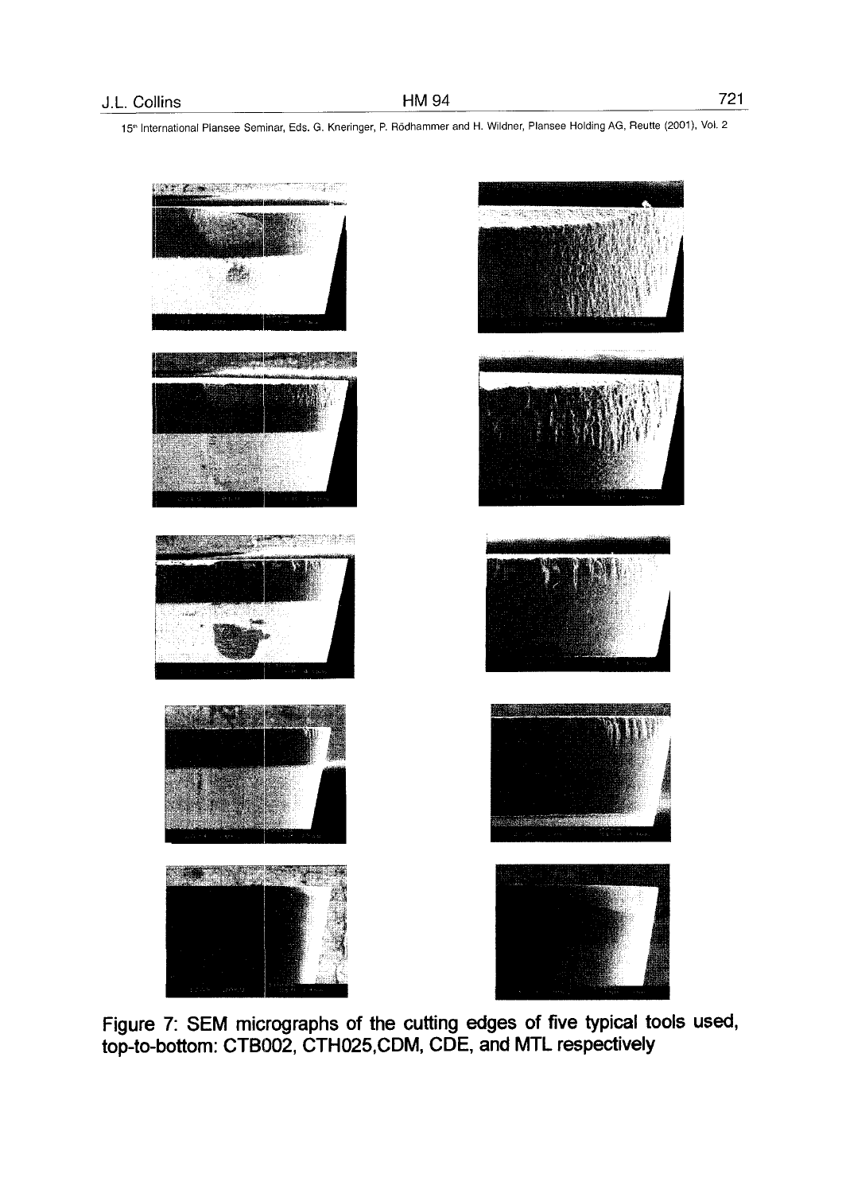Figure 7: SEM micrographs of the cutting edges of five typical tools used, top-to-bottom: CTB002, CTH025,CDM, CDE, and MTL respectively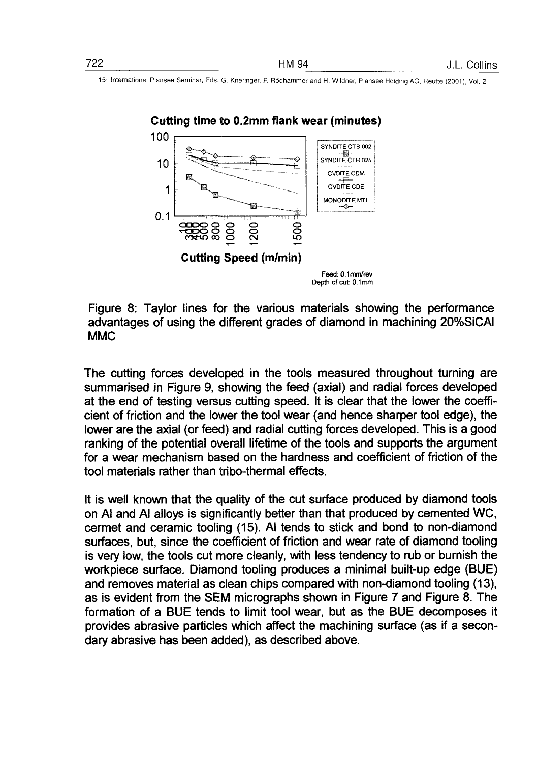Figure 8: Taylor lines for the various materials showing the performance advantages of using the different grades of diamond in machining 20%SiCAl MMC

The cutting forces developed in the tools measured throughout turning are summarised in Figure 9, showing the feed (axial) and radial forces developed at the end of testing versus cutting speed. It is clear that the lower the coefficient of friction and the lower the tool wear (and hence sharper tool edge), the lower are the axial (or feed) and radial cutting forces developed. This is a good ranking of the potential overall lifetime of the tools and supports the argument for a wear mechanism based on the hardness and coefficient of friction of the tool materials rather than tribo-thermal effects.

It is well known that the quality of the cut surface produced by diamond tools on Al and Al alloys is significantly better than that produced by cemented WC, cermet and ceramic tooling (15). Al tends to stick and bond to non-diamond surfaces, but, since the coefficient of friction and wear rate of diamond tooling is very low, the tools cut more cleanly, with less tendency to rub or burnish the workpiece surface. Diamond tooling produces a minimal built-up edge (BUE) and removes material as clean chips compared with non-diamond tooling (13), as is evident from the SEM micrographs shown in Figure 7 and Figure 8. The formation of a BUE tends to limit tool wear, but as the BUE decomposes it provides abrasive particles which affect the machining surface (as if a secondary abrasive has been added), as described above.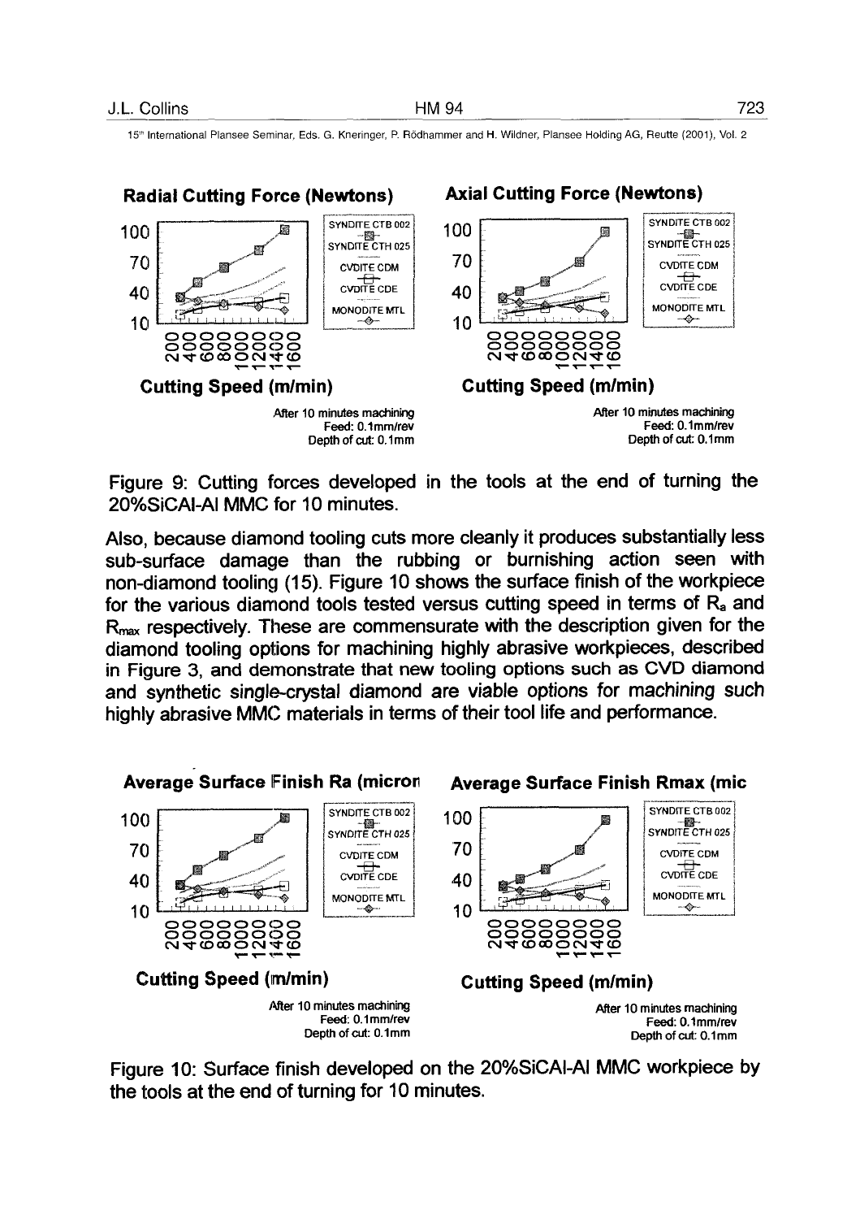Figure 9: Cutting forces developed in the tools at the end of turning the 20%SiCAl-Al MMC for 10 minutes.

Also, because diamond tooling cuts more cleanly it produces substantially less sub-surface damage than the rubbing or burnishing action seen with non-diamond tooling (15). Figure 10 shows the surface finish of the workpiece for the various diamond tools tested versus cutting speed in terms of $R_a$ and $R_{max}$ respectively. These are commensurate with the description given for the diamond tooling options for machining highly abrasive workpieces, described in Figure 3, and demonstrate that new tooling options such as CVD diamond and synthetic single-crystal diamond are viable options for machining such highly abrasive MMC materials in terms of their tool life and performance.

Figure 10: Surface finish developed on the 20%SiCAl-Al MMC workpiece by the tools at the end of turning for 10 minutes.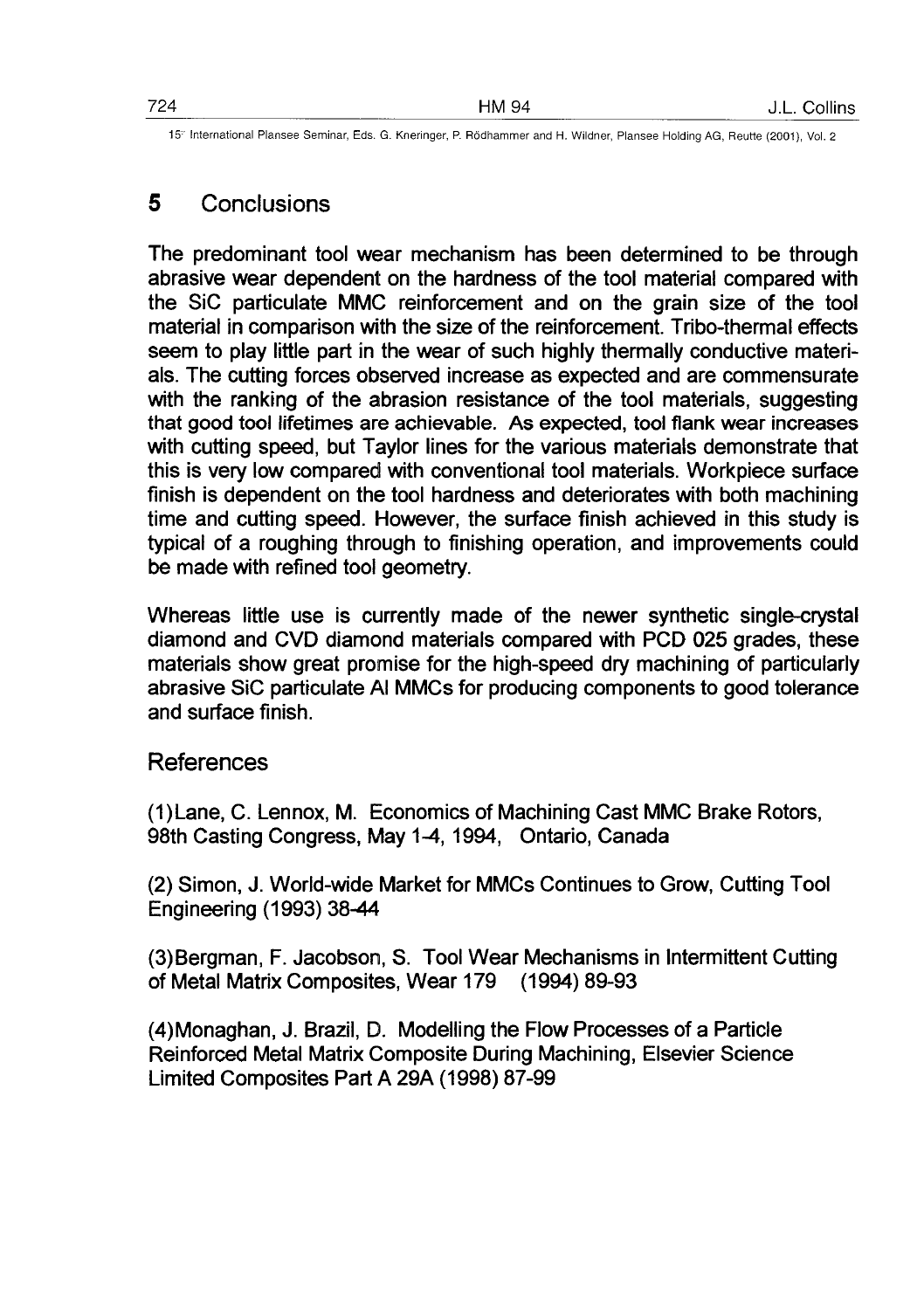## 5 Conclusions

The predominant tool wear mechanism has been determined to be through abrasive wear dependent on the hardness of the tool material compared with the SiC particulate MMC reinforcement and on the grain size of the tool material in comparison with the size of the reinforcement. Tribo-thermal effects seem to play little part in the wear of such highly thermally conductive materials. The cutting forces observed increase as expected and are commensurate with the ranking of the abrasion resistance of the tool materials, suggesting that good tool lifetimes are achievable. As expected, tool flank wear increases with cutting speed, but Taylor lines for the various materials demonstrate that this is very low compared with conventional tool materials. Workpiece surface finish is dependent on the tool hardness and deteriorates with both machining time and cutting speed. However, the surface finish achieved in this study is typical of a roughing through to finishing operation, and improvements could be made with refined tool geometry.

Whereas little use is currently made of the newer synthetic single-crystal diamond and CVD diamond materials compared with PCD 025 grades, these materials show great promise for the high-speed dry machining of particularly abrasive SiC particulate Al MMCs for producing components to good tolerance and surface finish.

## References

(1) Lane, C. Lennox, M. Economics of Machining Cast MMC Brake Rotors, 98th Casting Congress, May 1-4, 1994, Ontario, Canada

(2) Simon, J. World-wide Market for MMCs Continues to Grow, Cutting Tool Engineering (1993) 38-44

(3) Bergman, F. Jacobson, S. Tool Wear Mechanisms in Intermittent Cutting of Metal Matrix Composites, Wear 179 (1994) 89-93

(4) Monaghan, J. Brazil, D. Modelling the Flow Processes of a Particle Reinforced Metal Matrix Composite During Machining, Elsevier Science Limited Composites Part A 29A (1998) 87-99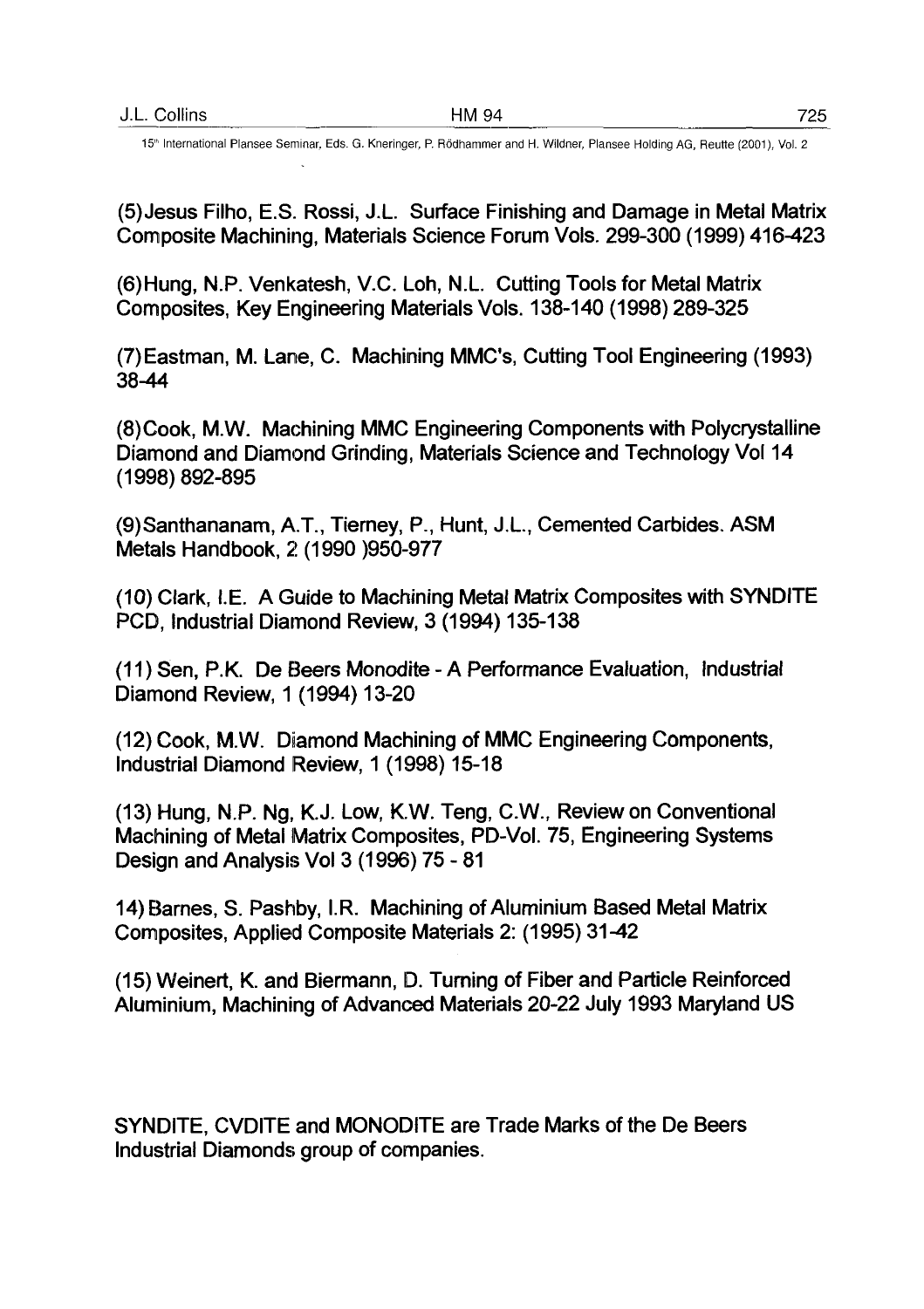(5)Jesus Filho, E.S. Rossi, J.L. Surface Finishing and Damage in Metal Matrix Composite Machining, Materials Science Forum Vols. 299-300 (1999) 416-423

(6)Hung, N.P. Venkatesh, V.C. Loh, N.L. Cutting Tools for Metal Matrix Composites, Key Engineering Materials Vols. 138-140 (1998) 289-325

(7)Eastman, M. Lane, C. Machining MMC's, Cutting Tool Engineering (1993) 38-44

(8)Cook, M.W. Machining MMC Engineering Components with Polycrystalline Diamond and Diamond Grinding, Materials Science and Technology Vol 14 (1998) 892-895

(9)Santhananam, A.T., Tierney, P., Hunt, J.L., Cemented Carbides. ASM Metals Handbook, 2 (1990 )950-977

(10) Clark, I.E. A Guide to Machining Metal Matrix Composites with SYNDITE PCD, Industrial Diamond Review, 3 (1994) 135-138

(11) Sen, P.K. De Beers Monodite - A Performance Evaluation, Industrial Diamond Review, 1 (1994) 13-20

(12) Cook, M.W. Diamond Machining of MMC Engineering Components, Industrial Diamond Review, 1 (1998) 15-18

(13) Hung, N.P. Ng, K.J. Low, K.W. Teng, C.W., Review on Conventional Machining of Metal Matrix Composites, PD-Vol. 75, Engineering Systems Design and Analysis Vol 3 (1996) 75 - 81

14) Barnes, S. Pashby, I.R. Machining of Aluminium Based Metal Matrix Composites, Applied Composite Materials 2: (1995) 31-42

(15) Weinert, K. and Biermann, D. Turning of Fiber and Particle Reinforced Aluminium, Machining of Advanced Materials 20-22 July 1993 Maryland US

SYNDITE, CVDITE and MONODITE are Trade Marks of the De Beers Industrial Diamonds group of companies.